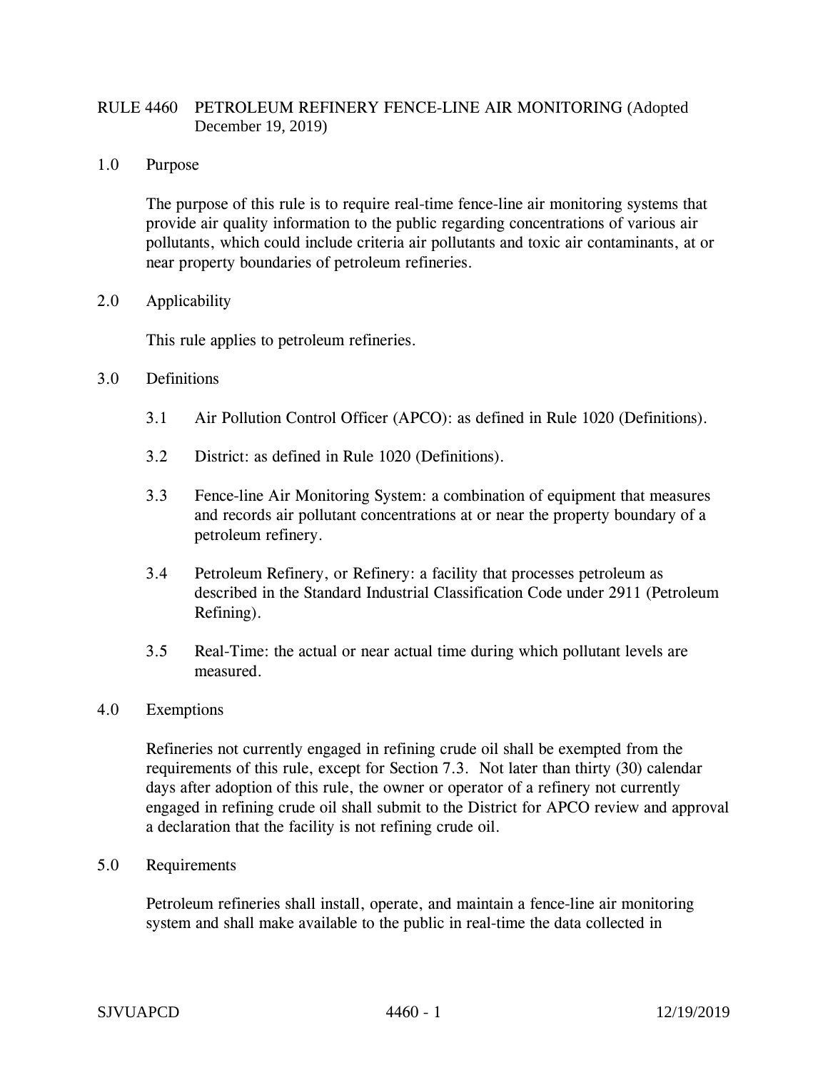# RULE 4460 PETROLEUM REFINERY FENCE-LINE AIR MONITORING (Adopted December 19, 2019)

## 1.0 Purpose

The purpose of this rule is to require real-time fence-line air monitoring systems that provide air quality information to the public regarding concentrations of various air pollutants, which could include criteria air pollutants and toxic air contaminants, at or near property boundaries of petroleum refineries.

## 2.0 Applicability

This rule applies to petroleum refineries.

## 3.0 Definitions

3.1 Air Pollution Control Officer (APCO): as defined in Rule 1020 (Definitions).

3.2 District: as defined in Rule 1020 (Definitions).

3.3 Fence-line Air Monitoring System: a combination of equipment that measures and records air pollutant concentrations at or near the property boundary of a petroleum refinery.

3.4 Petroleum Refinery, or Refinery: a facility that processes petroleum as described in the Standard Industrial Classification Code under 2911 (Petroleum Refining).

3.5 Real-Time: the actual or near actual time during which pollutant levels are measured.

## 4.0 Exemptions

Refineries not currently engaged in refining crude oil shall be exempted from the requirements of this rule, except for Section 7.3. Not later than thirty (30) calendar days after adoption of this rule, the owner or operator of a refinery not currently engaged in refining crude oil shall submit to the District for APCO review and approval a declaration that the facility is not refining crude oil.

## 5.0 Requirements

Petroleum refineries shall install, operate, and maintain a fence-line air monitoring system and shall make available to the public in real-time the data collected in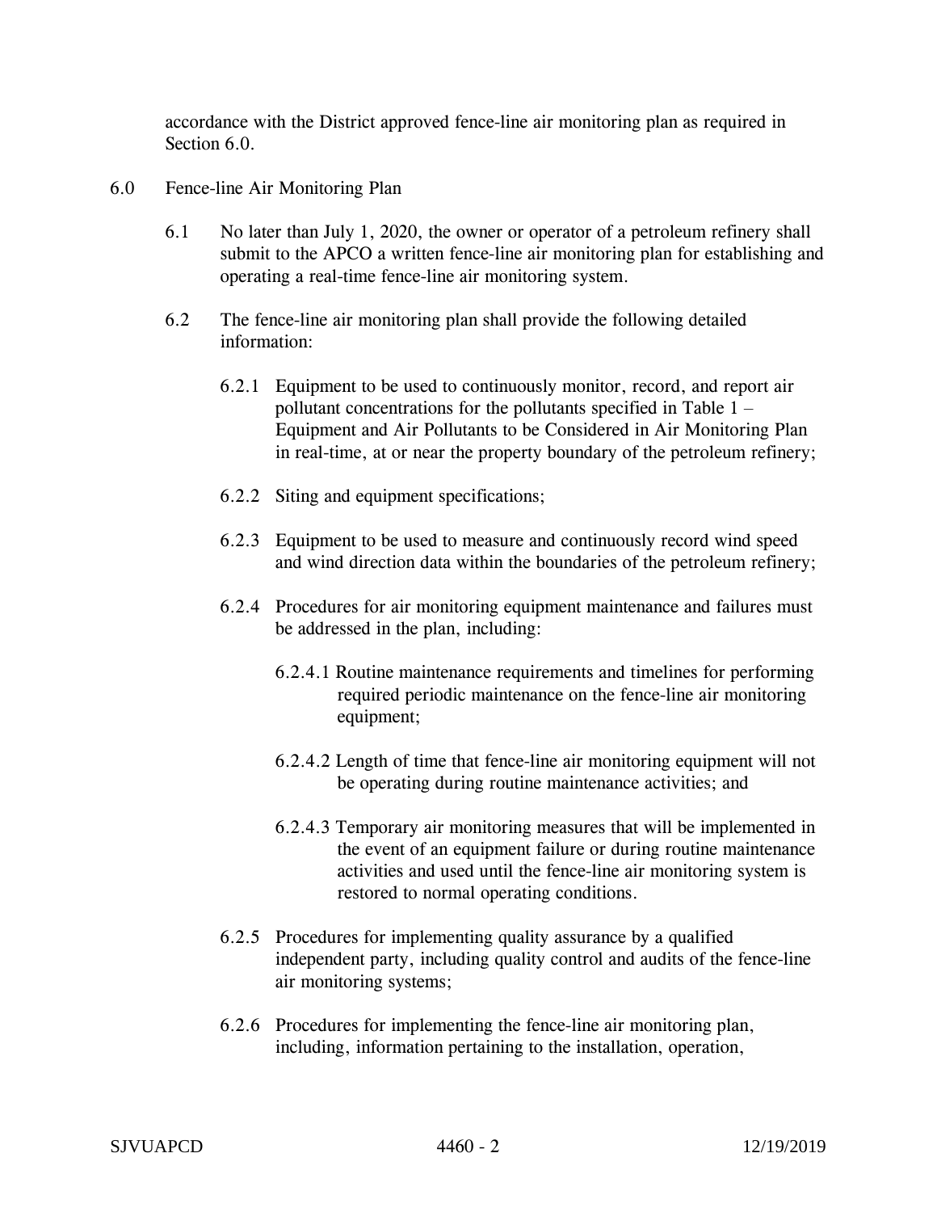accordance with the District approved fence-line air monitoring plan as required in Section 6.0.

## 6.0 Fence-line Air Monitoring Plan

6.1 No later than July 1, 2020, the owner or operator of a petroleum refinery shall submit to the APCO a written fence-line air monitoring plan for establishing and operating a real-time fence-line air monitoring system.

6.2 The fence-line air monitoring plan shall provide the following detailed information:

6.2.1 Equipment to be used to continuously monitor, record, and report air pollutant concentrations for the pollutants specified in Table 1 – Equipment and Air Pollutants to be Considered in Air Monitoring Plan in real-time, at or near the property boundary of the petroleum refinery;

6.2.2 Siting and equipment specifications;

6.2.3 Equipment to be used to measure and continuously record wind speed and wind direction data within the boundaries of the petroleum refinery;

6.2.4 Procedures for air monitoring equipment maintenance and failures must be addressed in the plan, including:

6.2.4.1 Routine maintenance requirements and timelines for performing required periodic maintenance on the fence-line air monitoring equipment;

6.2.4.2 Length of time that fence-line air monitoring equipment will not be operating during routine maintenance activities; and

6.2.4.3 Temporary air monitoring measures that will be implemented in the event of an equipment failure or during routine maintenance activities and used until the fence-line air monitoring system is restored to normal operating conditions.

6.2.5 Procedures for implementing quality assurance by a qualified independent party, including quality control and audits of the fence-line air monitoring systems;

6.2.6 Procedures for implementing the fence-line air monitoring plan, including, information pertaining to the installation, operation,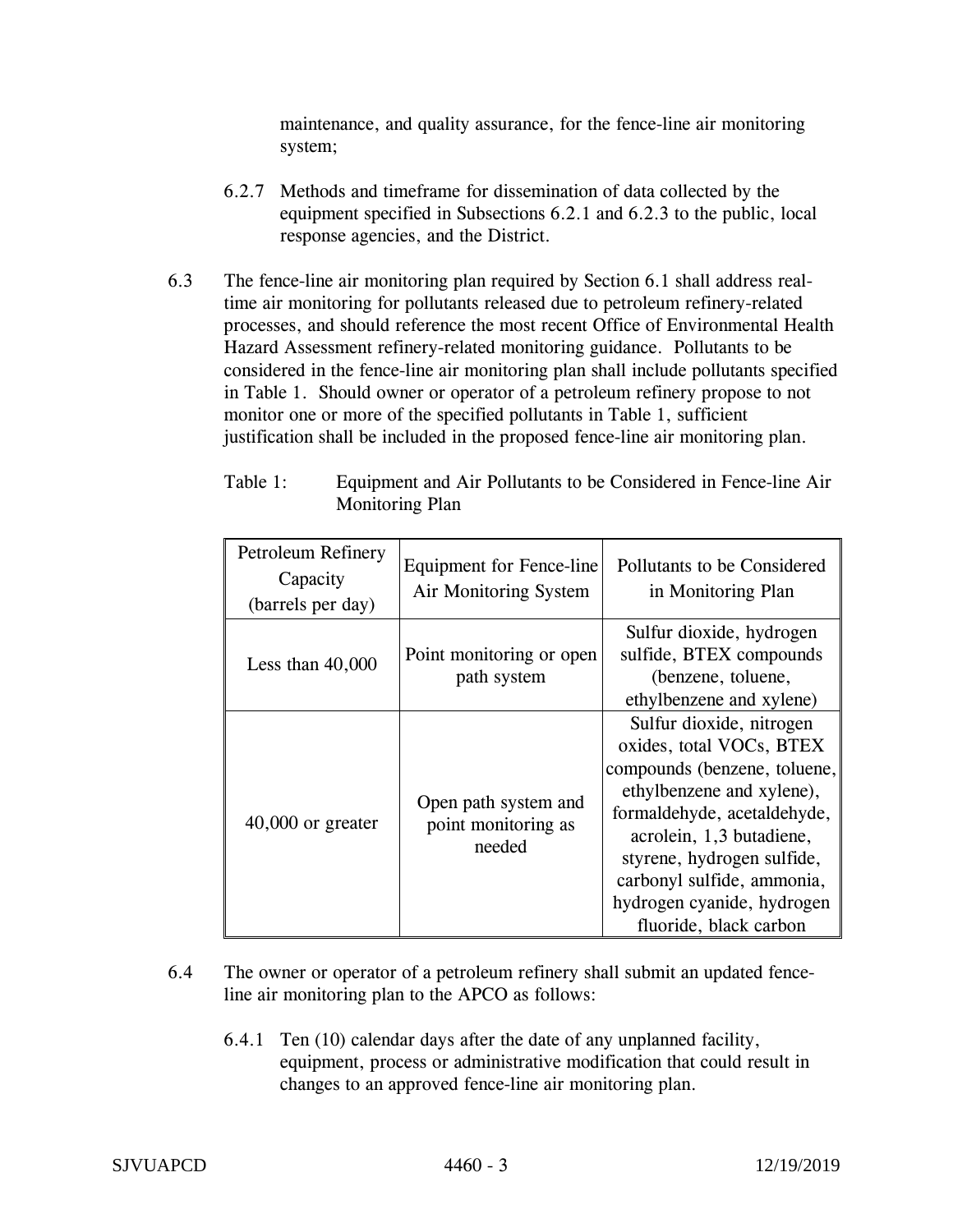maintenance, and quality assurance, for the fence-line air monitoring system;

6.2.7 Methods and timeframe for dissemination of data collected by the equipment specified in Subsections 6.2.1 and 6.2.3 to the public, local response agencies, and the District.

6.3 The fence-line air monitoring plan required by Section 6.1 shall address real-time air monitoring for pollutants released due to petroleum refinery-related processes, and should reference the most recent Office of Environmental Health Hazard Assessment refinery-related monitoring guidance. Pollutants to be considered in the fence-line air monitoring plan shall include pollutants specified in Table 1. Should owner or operator of a petroleum refinery propose to not monitor one or more of the specified pollutants in Table 1, sufficient justification shall be included in the proposed fence-line air monitoring plan.

Table 1: Equipment and Air Pollutants to be Considered in Fence-line Air Monitoring Plan

| Petroleum Refinery Capacity (barrels per day) | Equipment for Fence-line Air Monitoring System | Pollutants to be Considered in Monitoring Plan |
|---|---|---|
| Less than 40,000 | Point monitoring or open path system | Sulfur dioxide, hydrogen sulfide, BTEX compounds (benzene, toluene, ethylbenzene and xylene) |
| 40,000 or greater | Open path system and point monitoring as needed | Sulfur dioxide, nitrogen oxides, total VOCs, BTEX compounds (benzene, toluene, ethylbenzene and xylene), formaldehyde, acetaldehyde, acrolein, 1,3 butadiene, styrene, hydrogen sulfide, carbonyl sulfide, ammonia, hydrogen cyanide, hydrogen fluoride, black carbon |

6.4 The owner or operator of a petroleum refinery shall submit an updated fence-line air monitoring plan to the APCO as follows:

6.4.1 Ten (10) calendar days after the date of any unplanned facility, equipment, process or administrative modification that could result in changes to an approved fence-line air monitoring plan.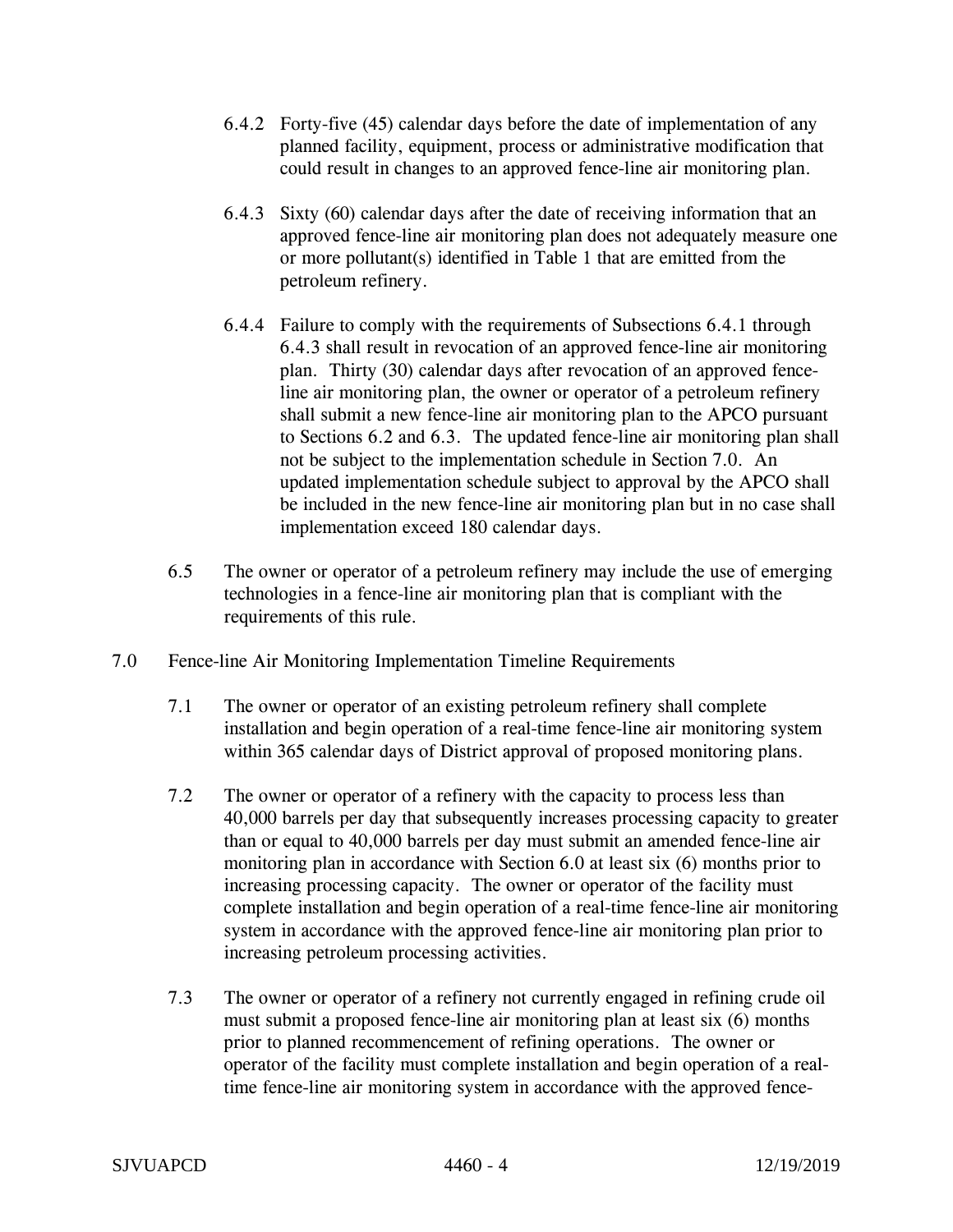6.4.2 Forty-five (45) calendar days before the date of implementation of any planned facility, equipment, process or administrative modification that could result in changes to an approved fence-line air monitoring plan.

6.4.3 Sixty (60) calendar days after the date of receiving information that an approved fence-line air monitoring plan does not adequately measure one or more pollutant(s) identified in Table 1 that are emitted from the petroleum refinery.

6.4.4 Failure to comply with the requirements of Subsections 6.4.1 through 6.4.3 shall result in revocation of an approved fence-line air monitoring plan. Thirty (30) calendar days after revocation of an approved fence-line air monitoring plan, the owner or operator of a petroleum refinery shall submit a new fence-line air monitoring plan to the APCO pursuant to Sections 6.2 and 6.3. The updated fence-line air monitoring plan shall not be subject to the implementation schedule in Section 7.0. An updated implementation schedule subject to approval by the APCO shall be included in the new fence-line air monitoring plan but in no case shall implementation exceed 180 calendar days.

6.5 The owner or operator of a petroleum refinery may include the use of emerging technologies in a fence-line air monitoring plan that is compliant with the requirements of this rule.

## 7.0 Fence-line Air Monitoring Implementation Timeline Requirements

7.1 The owner or operator of an existing petroleum refinery shall complete installation and begin operation of a real-time fence-line air monitoring system within 365 calendar days of District approval of proposed monitoring plans.

7.2 The owner or operator of a refinery with the capacity to process less than 40,000 barrels per day that subsequently increases processing capacity to greater than or equal to 40,000 barrels per day must submit an amended fence-line air monitoring plan in accordance with Section 6.0 at least six (6) months prior to increasing processing capacity. The owner or operator of the facility must complete installation and begin operation of a real-time fence-line air monitoring system in accordance with the approved fence-line air monitoring plan prior to increasing petroleum processing activities.

7.3 The owner or operator of a refinery not currently engaged in refining crude oil must submit a proposed fence-line air monitoring plan at least six (6) months prior to planned recommencement of refining operations. The owner or operator of the facility must complete installation and begin operation of a real-time fence-line air monitoring system in accordance with the approved fence-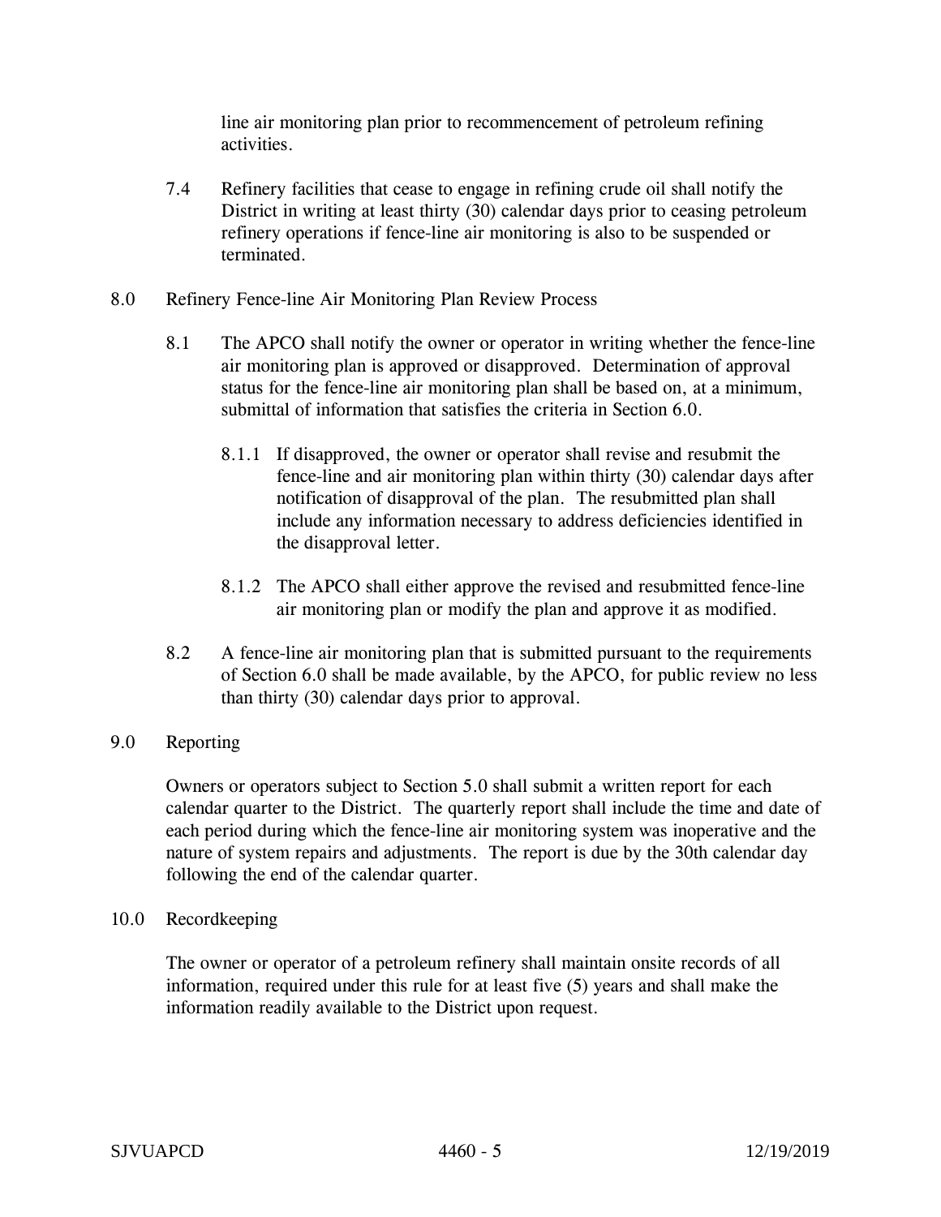line air monitoring plan prior to recommencement of petroleum refining activities.

7.4 Refinery facilities that cease to engage in refining crude oil shall notify the District in writing at least thirty (30) calendar days prior to ceasing petroleum refinery operations if fence-line air monitoring is also to be suspended or terminated.

## 8.0 Refinery Fence-line Air Monitoring Plan Review Process

8.1 The APCO shall notify the owner or operator in writing whether the fence-line air monitoring plan is approved or disapproved. Determination of approval status for the fence-line air monitoring plan shall be based on, at a minimum, submittal of information that satisfies the criteria in Section 6.0.

8.1.1 If disapproved, the owner or operator shall revise and resubmit the fence-line and air monitoring plan within thirty (30) calendar days after notification of disapproval of the plan. The resubmitted plan shall include any information necessary to address deficiencies identified in the disapproval letter.

8.1.2 The APCO shall either approve the revised and resubmitted fence-line air monitoring plan or modify the plan and approve it as modified.

8.2 A fence-line air monitoring plan that is submitted pursuant to the requirements of Section 6.0 shall be made available, by the APCO, for public review no less than thirty (30) calendar days prior to approval.

## 9.0 Reporting

Owners or operators subject to Section 5.0 shall submit a written report for each calendar quarter to the District. The quarterly report shall include the time and date of each period during which the fence-line air monitoring system was inoperative and the nature of system repairs and adjustments. The report is due by the 30th calendar day following the end of the calendar quarter.

## 10.0 Recordkeeping

The owner or operator of a petroleum refinery shall maintain onsite records of all information, required under this rule for at least five (5) years and shall make the information readily available to the District upon request.